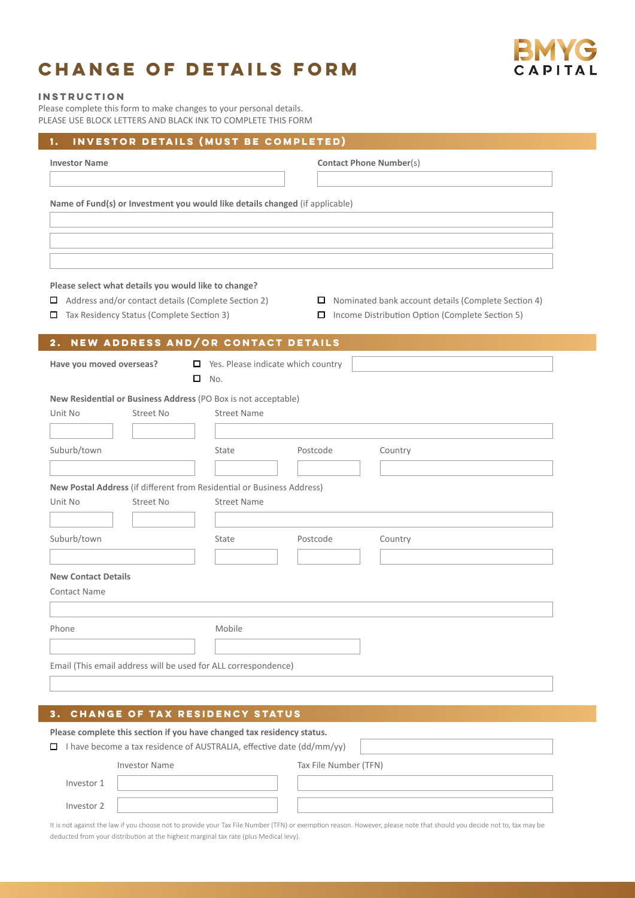# CHANGE OF DETAILS FORM

BMYG CAPITAL

### INSTRUCTION

Please complete this form to make changes to your personal details.
PLEASE USE BLOCK LETTERS AND BLACK INK TO COMPLETE THIS FORM

## 1. INVESTOR DETAILS (MUST BE COMPLETED)

**Investor Name**

**Contact Phone Number**(s)

**Name of Fund(s) or Investment you would like details changed** (if applicable)

**Please select what details you would like to change?**

- ☐ Address and/or contact details (Complete Section 2)
- ☐ Tax Residency Status (Complete Section 3)
- ☐ Nominated bank account details (Complete Section 4)
- ☐ Income Distribution Option (Complete Section 5)

## 2. NEW ADDRESS AND/OR CONTACT DETAILS

**Have you moved overseas?**

- ☐ Yes. Please indicate which country
- ☐ No.

**New Residential or Business Address** (PO Box is not acceptable)

| Unit No | Street No | Street Name |
|---|---|---|
| | | |

| Suburb/town | State | Postcode | Country |
|---|---|---|---|
| | | | |

**New Postal Address** (if different from Residential or Business Address)

| Unit No | Street No | Street Name |
|---|---|---|
| | | |

| Suburb/town | State | Postcode | Country |
|---|---|---|---|
| | | | |

**New Contact Details**

Contact Name

| Phone | Mobile |
|---|---|
| | |

Email (This email address will be used for ALL correspondence)

## 3. CHANGE OF TAX RESIDENCY STATUS

**Please complete this section if you have changed tax residency status.**

☐ I have become a tax residence of AUSTRALIA, effective date (dd/mm/yy)

| | Investor Name | Tax File Number (TFN) |
|---|---|---|
| Investor 1 | | |
| Investor 2 | | |

It is not against the law if you choose not to provide your Tax File Number (TFN) or exemption reason. However, please note that should you decide not to, tax may be deducted from your distribution at the highest marginal tax rate (plus Medical levy).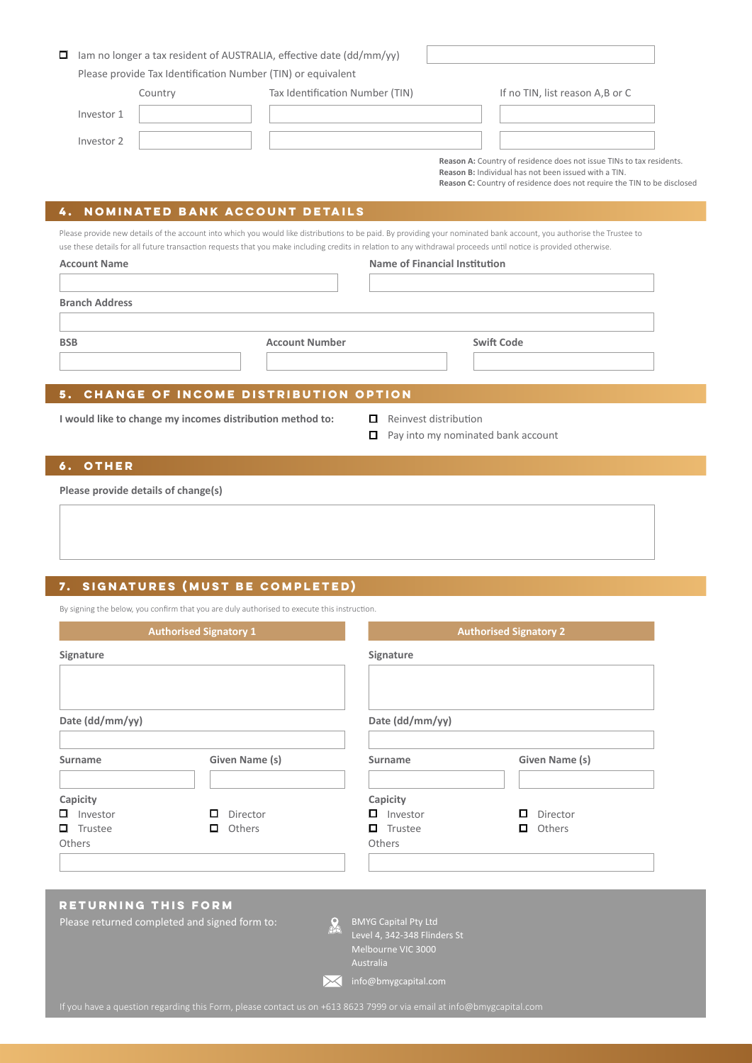☐ Iam no longer a tax resident of AUSTRALIA, effective date (dd/mm/yy)

Please provide Tax Identification Number (TIN) or equivalent

| | Country | Tax Identification Number (TIN) | If no TIN, list reason A,B or C |
|---|---|---|---|
| Investor 1 | | | |
| Investor 2 | | | |

**Reason A:** Country of residence does not issue TINs to tax residents.
**Reason B:** Individual has not been issued with a TIN.
**Reason C:** Country of residence does not require the TIN to be disclosed

## 4. NOMINATED BANK ACCOUNT DETAILS

Please provide new details of the account into which you would like distributions to be paid. By providing your nominated bank account, you authorise the Trustee to use these details for all future transaction requests that you make including credits in relation to any withdrawal proceeds until notice is provided otherwise.

**Account Name**

**Name of Financial Institution**

**Branch Address**

**BSB**

**Account Number**

**Swift Code**

## 5. CHANGE OF INCOME DISTRIBUTION OPTION

**I would like to change my incomes distribution method to:**

- ☐ Reinvest distribution
- ☐ Pay into my nominated bank account

## 6. OTHER

**Please provide details of change(s)**

## 7. SIGNATURES (MUST BE COMPLETED)

By signing the below, you confirm that you are duly authorised to execute this instruction.

### Authorised Signatory 1

**Signature**

**Date (dd/mm/yy)**

**Surname**

**Given Name (s)**

**Capacity**

- ☐ Investor
- ☐ Director
- ☐ Trustee
- ☐ Others

Others

### Authorised Signatory 2

**Signature**

**Date (dd/mm/yy)**

**Surname**

**Given Name (s)**

**Capacity**

- ☐ Investor
- ☐ Director
- ☐ Trustee
- ☐ Others

Others

## RETURNING THIS FORM

Please returned completed and signed form to:

BMYG Capital Pty Ltd
Level 4, 342-348 Flinders St
Melbourne VIC 3000
Australia

info@bmygcapital.com

If you have a question regarding this Form, please contact us on +613 8623 7999 or via email at info@bmygcapital.com